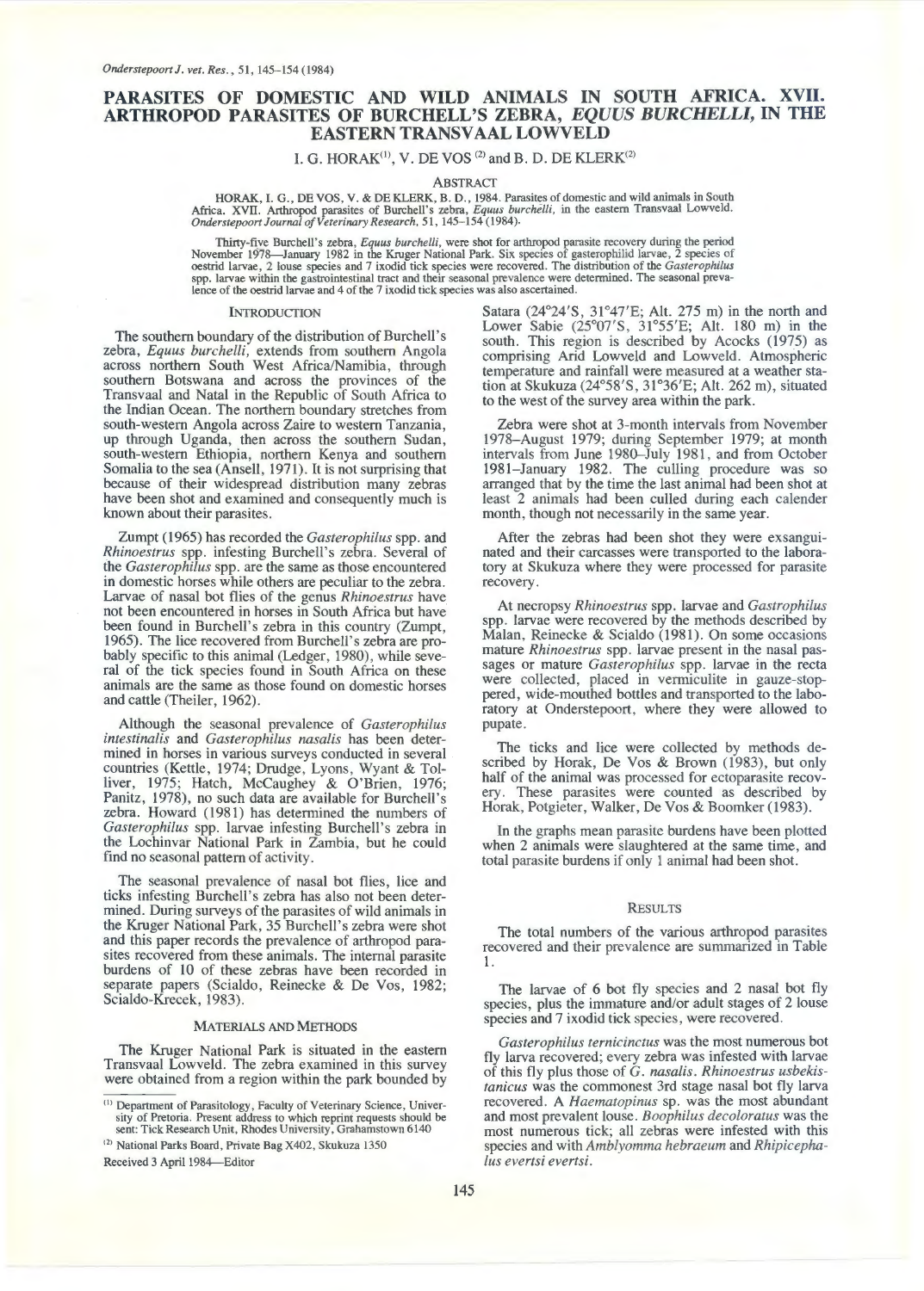# PARASITES OF DOMESTIC AND WILD ANIMALS IN SOUTH AFRICA. XVII. ARTHROPOD PARASITES OF BURCHELL'S ZEBRA, *EQUUS BURCHELLI*, IN THE EASTERN TRANSVAAL LOWVELD

I. G. HORAK[(1)], V. DE VOS [(2)] and B. D. DE KLERK[(2)]

## ABSTRACT

HORAK, I. G., DE VOS, V. & DE KLERK, B. D., 1984. Parasites of domestic and wild animals in South Africa. XVII. Arthropod parasites of Burchell's zebra, *Equus burchelli*, in the eastern Transvaal Lowveld. *Onderstepoort Journal of Veterinary Research*, 51, 145–154 (1984).

Thirty-five Burchell's zebra, *Equus burchelli*, were shot for arthropod parasite recovery during the period November 1978—January 1982 in the Kruger National Park. Six species of gasterophilid larvae, 2 species of oestrid larvae, 2 louse species and 7 ixodid tick species were recovered. The distribution of the *Gasterophilus* spp. larvae within the gastrointestinal tract and their seasonal prevalence were determined. The seasonal prevalence of the oestrid larvae and 4 of the 7 ixodid tick species was also ascertained.

## INTRODUCTION

The southern boundary of the distribution of Burchell's zebra, *Equus burchelli*, extends from southern Angola across northern South West Africa/Namibia, through southern Botswana and across the provinces of the Transvaal and Natal in the Republic of South Africa to the Indian Ocean. The northern boundary stretches from south-western Angola across Zaire to western Tanzania, up through Uganda, then across the southern Sudan, south-western Ethiopia, northern Kenya and southern Somalia to the sea (Ansell, 1971). It is not surprising that because of their widespread distribution many zebras have been shot and examined and consequently much is known about their parasites.

Zumpt (1965) has recorded the *Gasterophilus* spp. and *Rhinoestrus* spp. infesting Burchell's zebra. Several of the *Gasterophilus* spp. are the same as those encountered in domestic horses while others are peculiar to the zebra. Larvae of nasal bot flies of the genus *Rhinoestrus* have not been encountered in horses in South Africa but have been found in Burchell's zebra in this country (Zumpt, 1965). The lice recovered from Burchell's zebra are probably specific to this animal (Ledger, 1980), while several of the tick species found in South Africa on these animals are the same as those found on domestic horses and cattle (Theiler, 1962).

Although the seasonal prevalence of *Gasterophilus intestinalis* and *Gasterophilus nasalis* has been determined in horses in various surveys conducted in several countries (Kettle, 1974; Drudge, Lyons, Wyant & Tolliver, 1975; Hatch, McCaughey & O'Brien, 1976; Panitz, 1978), no such data are available for Burchell's zebra. Howard (1981) has determined the numbers of *Gasterophilus* spp. larvae infesting Burchell's zebra in the Lochinvar National Park in Zambia, but he could find no seasonal pattern of activity.

The seasonal prevalence of nasal bot flies, lice and ticks infesting Burchell's zebra has also not been determined. During surveys of the parasites of wild animals in the Kruger National Park, 35 Burchell's zebra were shot and this paper records the prevalence of arthropod parasites recovered from these animals. The internal parasite burdens of 10 of these zebras have been recorded in separate papers (Scialdo, Reinecke & De Vos, 1982; Scialdo-Krecek, 1983).

## MATERIALS AND METHODS

The Kruger National Park is situated in the eastern Transvaal Lowveld. The zebra examined in this survey were obtained from a region within the park bounded by Satara (24°24'S, 31°47'E; Alt. 275 m) in the north and Lower Sabie (25°07'S, 31°55'E; Alt. 180 m) in the south. This region is described by Acocks (1975) as comprising Arid Lowveld and Lowveld. Atmospheric temperature and rainfall were measured at a weather station at Skukuza (24°58'S, 31°36'E; Alt. 262 m), situated to the west of the survey area within the park.

Zebra were shot at 3-month intervals from November 1978–August 1979; during September 1979; at month intervals from June 1980–July 1981, and from October 1981–January 1982. The culling procedure was so arranged that by the time the last animal had been shot at least 2 animals had been culled during each calender month, though not necessarily in the same year.

After the zebras had been shot they were exsanguinated and their carcasses were transported to the laboratory at Skukuza where they were processed for parasite recovery.

At necropsy *Rhinoestrus* spp. larvae and *Gastrophilus* spp. larvae were recovered by the methods described by Malan, Reinecke & Scialdo (1981). On some occasions mature *Rhinoestrus* spp. larvae present in the nasal passages or mature *Gasterophilus* spp. larvae in the recta were collected, placed in vermiculite in gauze-stoppered, wide-mouthed bottles and transported to the laboratory at Onderstepoort, where they were allowed to pupate.

The ticks and lice were collected by methods described by Horak, De Vos & Brown (1983), but only half of the animal was processed for ectoparasite recovery. These parasites were counted as described by Horak, Potgieter, Walker, De Vos & Boomker (1983).

In the graphs mean parasite burdens have been plotted when 2 animals were slaughtered at the same time, and total parasite burdens if only 1 animal had been shot.

## RESULTS

The total numbers of the various arthropod parasites recovered and their prevalence are summarized in Table 1.

The larvae of 6 bot fly species and 2 nasal bot fly species, plus the immature and/or adult stages of 2 louse species and 7 ixodid tick species, were recovered.

*Gasterophilus ternicinctus* was the most numerous bot fly larva recovered; every zebra was infested with larvae of this fly plus those of *G. nasalis*. *Rhinoestrus usbekistanicus* was the commonest 3rd stage nasal bot fly larva recovered. A *Haematopinus* sp. was the most abundant and most prevalent louse. *Boophilus decoloratus* was the most numerous tick; all zebras were infested with this species and with *Amblyomma hebraeum* and *Rhipicephalus evertsi evertsi*.

[(1)] Department of Parasitology, Faculty of Veterinary Science, University of Pretoria. Present address to which reprint requests should be sent: Tick Research Unit, Rhodes University, Grahamstown 6140

[(2)] National Parks Board, Private Bag X402, Skukuza 1350

Received 3 April 1984—Editor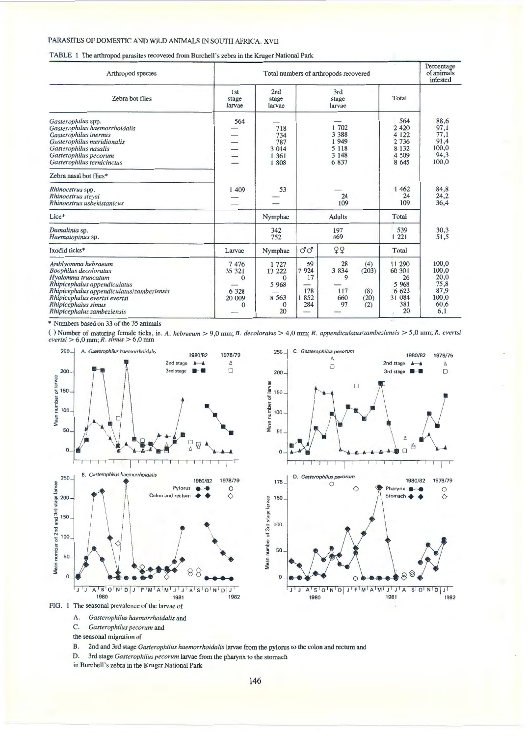PARASITES OF DOMESTIC AND WILD ANIMALS IN SOUTH AFRICA. XVII

TABLE 1 The arthropod parasites recovered from Burchell's zebra in the Kruger National Park

| Arthropod species | Total numbers of arthropods recovered | | | | | Percentage of animals infested |
|---|---|---|---|---|---|---|
| **Zebra bot flies** | 1st stage larvae | 2nd stage larvae | 3rd stage larvae | | Total | |
| *Gasterophilus* spp. | 564 | — | — | | 564 | 88,6 |
| *Gasterophilus haemorrhoidalis* | — | 718 | 1 702 | | 2 420 | 97,1 |
| *Gasterophilus inermis* | — | 734 | 3 388 | | 4 122 | 77,1 |
| *Gasterophilus meridionalis* | — | 787 | 1 949 | | 2 736 | 91,4 |
| *Gasterophilus nasalis* | — | 3 014 | 5 118 | | 8 132 | 100,0 |
| *Gasterophilus pecorum* | — | 1 361 | 3 148 | | 4 509 | 94,3 |
| *Gasterophilus ternicinctus* | — | 1 808 | 6 837 | | 8 645 | 100,0 |
| **Zebra nasal bot flies*** | | | | | | |
| *Rhinoestrus* spp. | 1 409 | 53 | — | | 1 462 | 84,8 |
| *Rhinoestrus steyni* | — | — | 24 | | 24 | 24,2 |
| *Rhinoestrus usbekistanicus* | — | — | 109 | | 109 | 36,4 |
| **Lice*** | | Nymphae | Adults | | Total | |
| *Damalinia* sp. | | 342 | 197 | | 539 | 30,3 |
| *Haematopinus* sp. | | 752 | 469 | | 1 221 | 51,5 |
| **Ixodid ticks*** | Larvae | Nymphae | ♂♂ | ♀♀ | Total | |
| *Amblyomma hebraeum* | 7 476 | 1 727 | 59 | 28 (4) | 11 290 | 100,0 |
| *Boophilus decoloratus* | 35 321 | 13 222 | 7 924 | 3 834 (203) | 60 301 | 100,0 |
| *Hyalomma truncatum* | 0 | 0 | 17 | 9 | 26 | 20,0 |
| *Rhipicephalus appendiculatus* | — | 5 968 | — | — | 5 968 | 75,8 |
| *Rhipicephalus appendiculatus/zambeziensis* | 6 328 | — | 178 | 117 (8) | 6 623 | 87,9 |
| *Rhipicephalus evertsi evertsi* | 20 009 | 8 563 | 1 852 | 660 (20) | 31 084 | 100,0 |
| *Rhipicephalus simus* | 0 | 0 | 284 | 97 (2) | 381 | 60,6 |
| *Rhipicephalus zambeziensis* | — | 20 | — | — | 20 | 6,1 |

\* Numbers based on 33 of the 35 animals

( ) Number of maturing female ticks, ie. *A. hebraeum* > 9,0 mm; *B. decoloratus* > 4,0 mm; *R. appendiculatus/zambeziensis* > 5,0 mm; *R. evertsi evertsi* > 6,0 mm; *R. simus* > 6,0 mm

FIG. 1 The seasonal prevalence of the larvae of

A. *Gasterophilus haemorrhoidalis* and

C. *Gasterophilus pecorum* and

the seasonal migration of

B. 2nd and 3rd stage *Gasterophilus haemorrhoidalis* larvae from the pylorus to the colon and rectum and

D. 3rd stage *Gasterophilus pecorum* larvae from the pharynx to the stomach

in Burchell's zebra in the Kruger National Park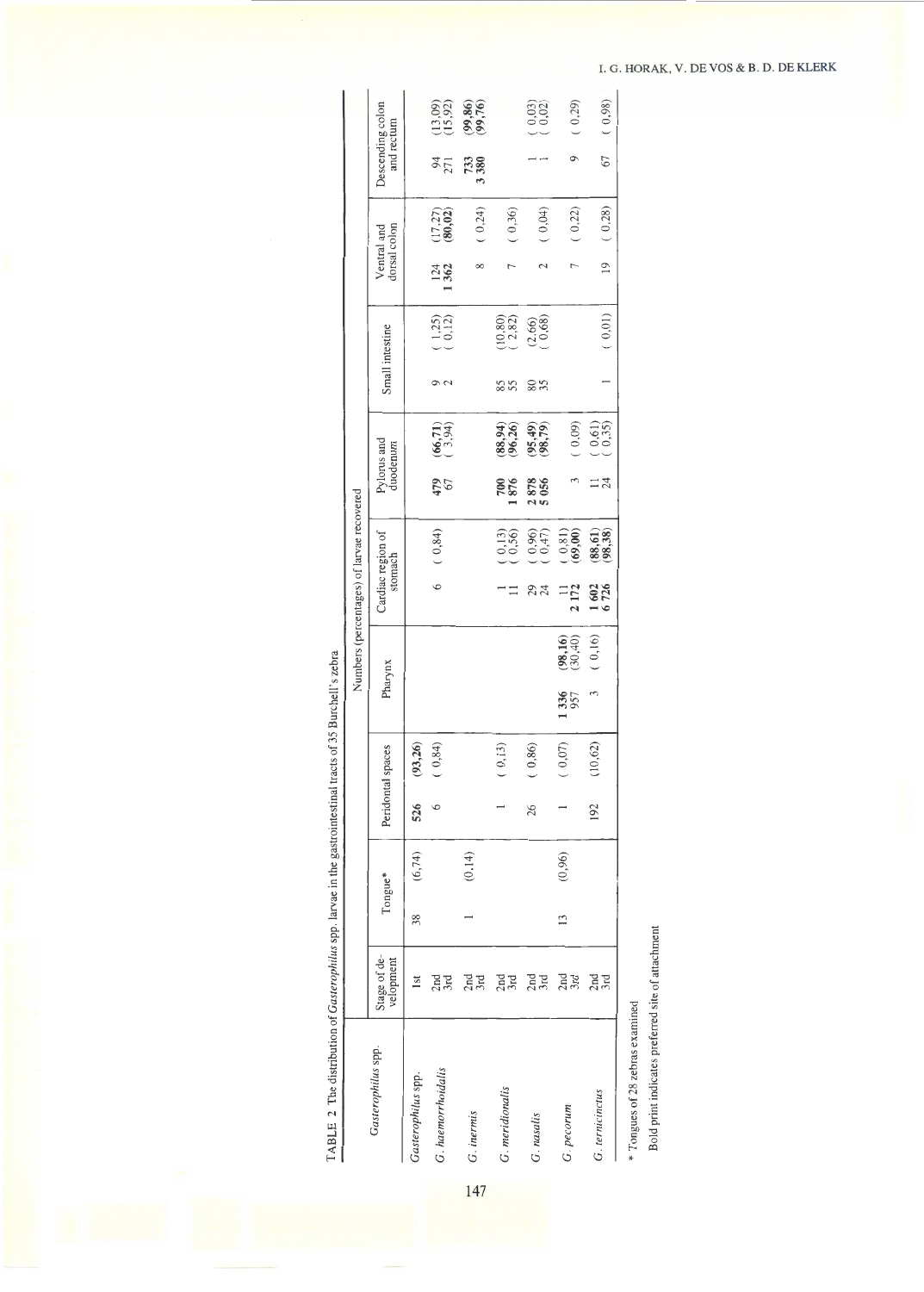TABLE 2 The distribution of *Gasterophilus* spp. larvae in the gastrointestinal tracts of 35 Burchell's zebra

| *Gasterophilus* spp. | Stage of development | Numbers (percentages) of larvae recovered | | | | | | | |
|---|---|---|---|---|---|---|---|---|---|
| | | Tongue* | Peridontal spaces | Pharynx | Cardiac region of stomach | Pylorus and duodenum | Small intestine | Ventral and dorsal colon | Descending colon and rectum |
| *Gasterophilus* spp. | 1st | 38 (6,74) | **526 (93,26)** | | | | | | |
| *G. haemorrhoidalis* | 2nd | | 6 (0,84) | | 6 (0,84) | **479 (66,71)** | 9 (1,25) | 124 (17,27) | 94 (13,09) |
| | 3rd | | | | | 67 (3,94) | 2 (0,12) | **1 362 (80,02)** | 271 (15,92) |
| *G. inermis* | 2nd | 1 (0,14) | | | | | | | **733 (99,86)** |
| | 3rd | | | | | | | 8 (0,24) | **3 380 (99,76)** |
| *G. meridionalis* | 2nd | | 1 (0,13) | | 1 (0,13) | **700 (88,94)** | 85 (10,80) | | |
| | 3rd | | | | 11 (0,56) | **1 876 (96,26)** | 55 (2,82) | 7 (0,36) | |
| *G. nasalis* | 2nd | | 26 (0,86) | | 29 (0,96) | **2 878 (95,49)** | 80 (2,66) | | 1 (0,03) |
| | 3rd | | | | 24 (0,47) | **5 056 (98,79)** | 35 (0,68) | 2 (0,04) | 1 (0,02) |
| *G. pecorum* | 2nd | 13 (0,96) | 1 (0,07) | **1 336 (98,16)** | 11 (0,81) | | | | |
| | 3rd | | | 957 (30,40) | **2 172 (69,00)** | 3 (0,09) | | 7 (0,22) | 9 (0,29) |
| *G. ternicinctus* | 2nd | | 192 (10,62) | 3 (0,16) | **1 602 (88,61)** | 11 (0,61) | | | |
| | 3rd | | | | **6 726 (98,38)** | 24 (0,35) | 1 (0,01) | 19 (0,28) | 67 (0,98) |

\* Tongues of 28 zebras examined

Bold print indicates preferred site of attachment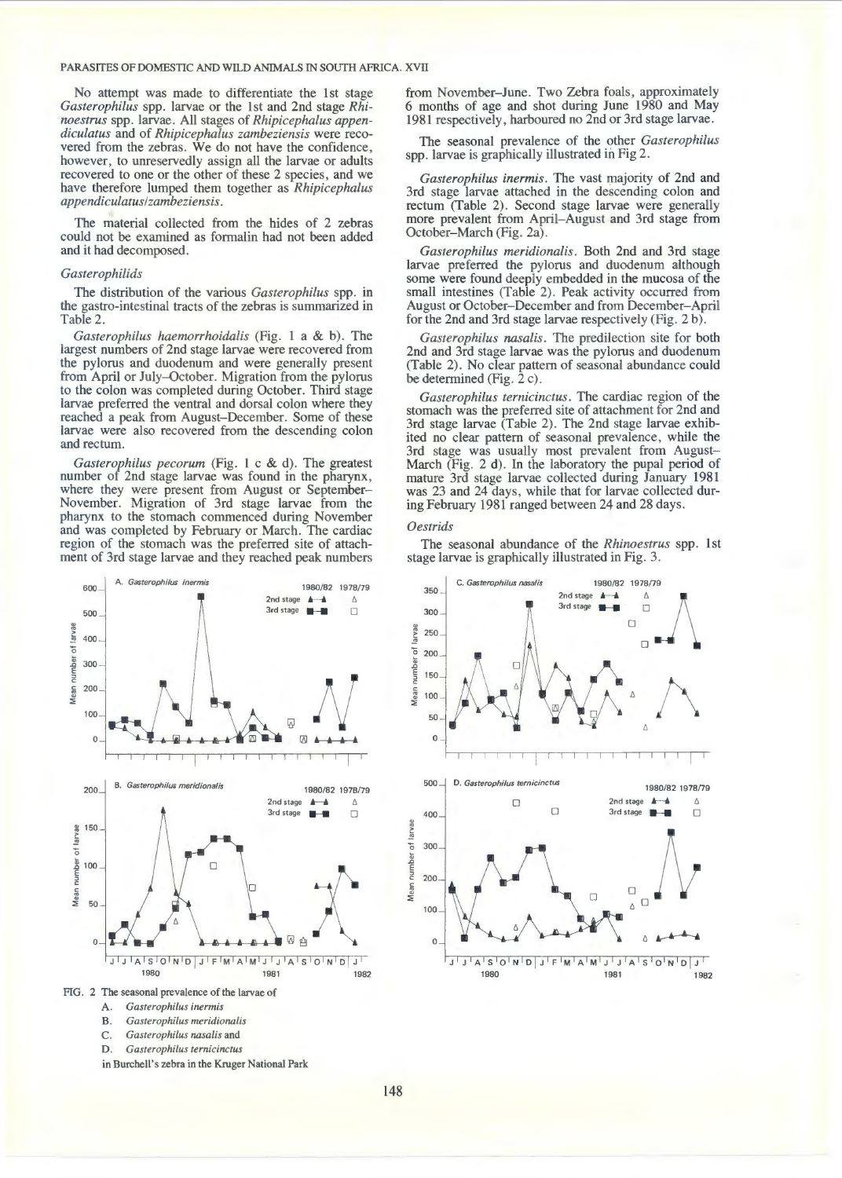No attempt was made to differentiate the 1st stage *Gasterophilus* spp. larvae or the 1st and 2nd stage *Rhinoestrus* spp. larvae. All stages of *Rhipicephalus appendiculatus* and of *Rhipicephalus zambeziensis* were recovered from the zebras. We do not have the confidence, however, to unreservedly assign all the larvae or adults recovered to one or the other of these 2 species, and we have therefore lumped them together as *Rhipicephalus appendiculatus/zambeziensis*.

The material collected from the hides of 2 zebras could not be examined as formalin had not been added and it had decomposed.

### *Gasterophilids*

The distribution of the various *Gasterophilus* spp. in the gastro-intestinal tracts of the zebras is summarized in Table 2.

*Gasterophilus haemorrhoidalis* (Fig. 1 a & b). The largest numbers of 2nd stage larvae were recovered from the pylorus and duodenum and were generally present from April or July–October. Migration from the pylorus to the colon was completed during October. Third stage larvae preferred the ventral and dorsal colon where they reached a peak from August–December. Some of these larvae were also recovered from the descending colon and rectum.

*Gasterophilus pecorum* (Fig. 1 c & d). The greatest number of 2nd stage larvae was found in the pharynx, where they were present from August or September–November. Migration of 3rd stage larvae from the pharynx to the stomach commenced during November and was completed by February or March. The cardiac region of the stomach was the preferred site of attachment of 3rd stage larvae and they reached peak numbers from November–June. Two Zebra foals, approximately 6 months of age and shot during June 1980 and May 1981 respectively, harboured no 2nd or 3rd stage larvae.

The seasonal prevalence of the other *Gasterophilus* spp. larvae is graphically illustrated in Fig 2.

*Gasterophilus inermis*. The vast majority of 2nd and 3rd stage larvae attached in the descending colon and rectum (Table 2). Second stage larvae were generally more prevalent from April–August and 3rd stage from October–March (Fig. 2a).

*Gasterophilus meridionalis*. Both 2nd and 3rd stage larvae preferred the pylorus and duodenum although some were found deeply embedded in the mucosa of the small intestines (Table 2). Peak activity occurred from August or October–December and from December–April for the 2nd and 3rd stage larvae respectively (Fig. 2 b).

*Gasterophilus nasalis*. The predilection site for both 2nd and 3rd stage larvae was the pylorus and duodenum (Table 2). No clear pattern of seasonal abundance could be determined (Fig. 2 c).

*Gasterophilus ternicinctus*. The cardiac region of the stomach was the preferred site of attachment for 2nd and 3rd stage larvae (Table 2). The 2nd stage larvae exhibited no clear pattern of seasonal prevalence, while the 3rd stage was usually most prevalent from August–March (Fig. 2 d). In the laboratory the pupal period of mature 3rd stage larvae collected during January 1981 was 23 and 24 days, while that for larvae collected during February 1981 ranged between 24 and 28 days.

### *Oestrids*

The seasonal abundance of the *Rhinoestrus* spp. 1st stage larvae is graphically illustrated in Fig. 3.

FIG. 2 The seasonal prevalence of the larvae of
A. *Gasterophilus inermis*
B. *Gasterophilus meridionalis*
C. *Gasterophilus nasalis* and
D. *Gasterophilus ternicinctus*
in Burchell's zebra in the Kruger National Park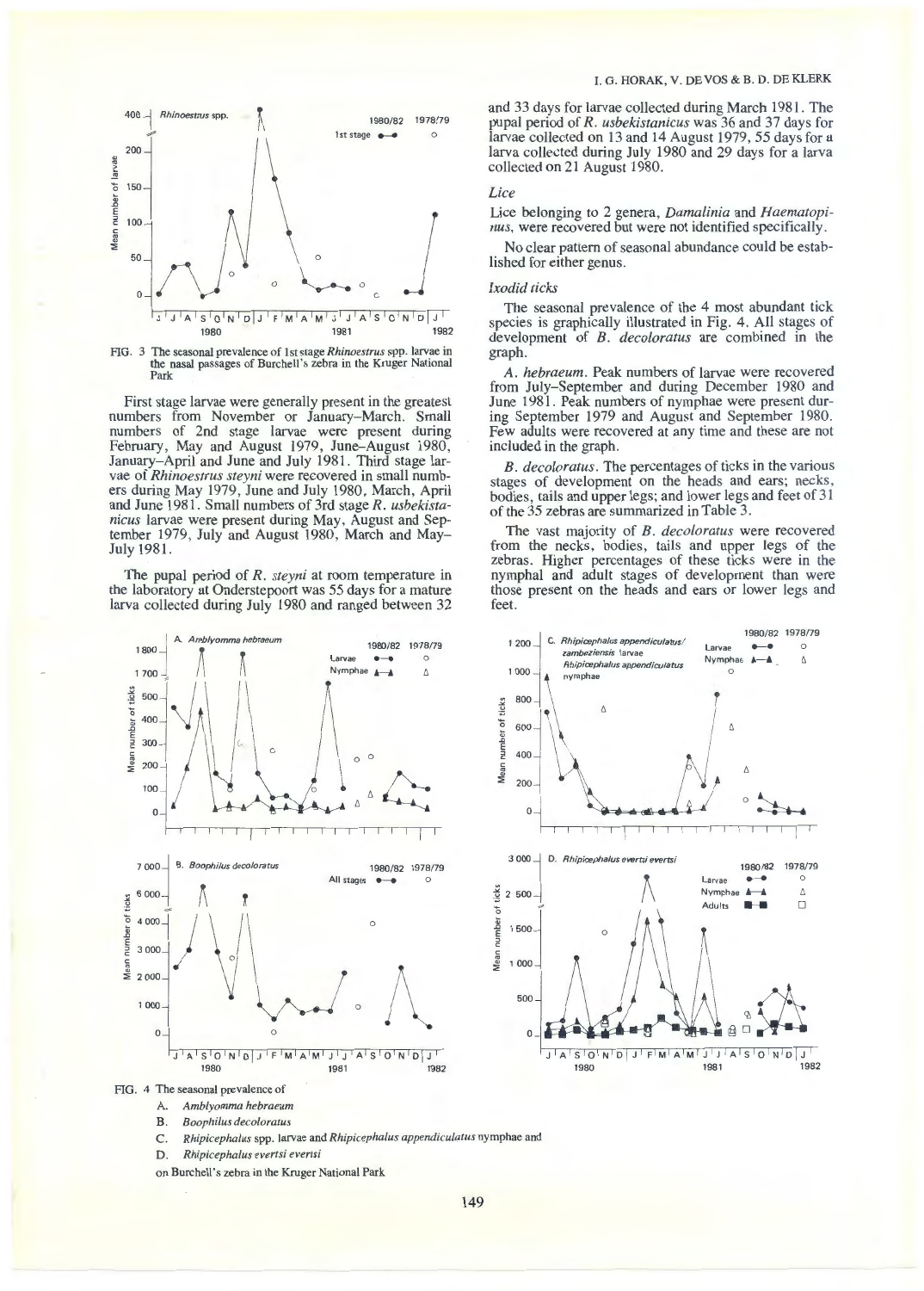FIG. 3 The seasonal prevalence of 1st stage *Rhinoestrus* spp. larvae in the nasal passages of Burchell's zebra in the Kruger National Park

First stage larvae were generally present in the greatest numbers from November or January–March. Small numbers of 2nd stage larvae were present during February, May and August 1979, June–August 1980, January–April and June and July 1981. Third stage larvae of *Rhinoestrus steyni* were recovered in small numbers during May 1979, June and July 1980, March, April and June 1981. Small numbers of 3rd stage *R. usbekistanicus* larvae were present during May, August and September 1979, July and August 1980, March and May–July 1981.

The pupal period of *R. steyni* at room temperature in the laboratory at Onderstepoort was 55 days for a mature larva collected during July 1980 and ranged between 32 and 33 days for larvae collected during March 1981. The pupal period of *R. usbekistanicus* was 36 and 37 days for larvae collected on 13 and 14 August 1979, 55 days for a larva collected during July 1980 and 29 days for a larva collected on 21 August 1980.

### *Lice*

Lice belonging to 2 genera, *Damalinia* and *Haematopinus*, were recovered but were not identified specifically.

No clear pattern of seasonal abundance could be established for either genus.

### *Ixodid ticks*

The seasonal prevalence of the 4 most abundant tick species is graphically illustrated in Fig. 4. All stages of development of *B. decoloratus* are combined in the graph.

*A. hebraeum*. Peak numbers of larvae were recovered from July–September and during December 1980 and June 1981. Peak numbers of nymphae were present during September 1979 and August and September 1980. Few adults were recovered at any time and these are not included in the graph.

*B. decoloratus*. The percentages of ticks in the various stages of development on the heads and ears; necks, bodies, tails and upper legs; and lower legs and feet of 31 of the 35 zebras are summarized in Table 3.

The vast majority of *B. decoloratus* were recovered from the necks, bodies, tails and upper legs of the zebras. Higher percentages of these ticks were in the nymphal and adult stages of development than were those present on the heads and ears or lower legs and feet.

FIG. 4 The seasonal prevalence of

A. *Amblyomma hebraeum*

B. *Boophilus decoloratus*

C. *Rhipicephalus* spp. larvae and *Rhipicephalus appendiculatus* nymphae and

D. *Rhipicephalus evertsi evertsi*

on Burchell's zebra in the Kruger National Park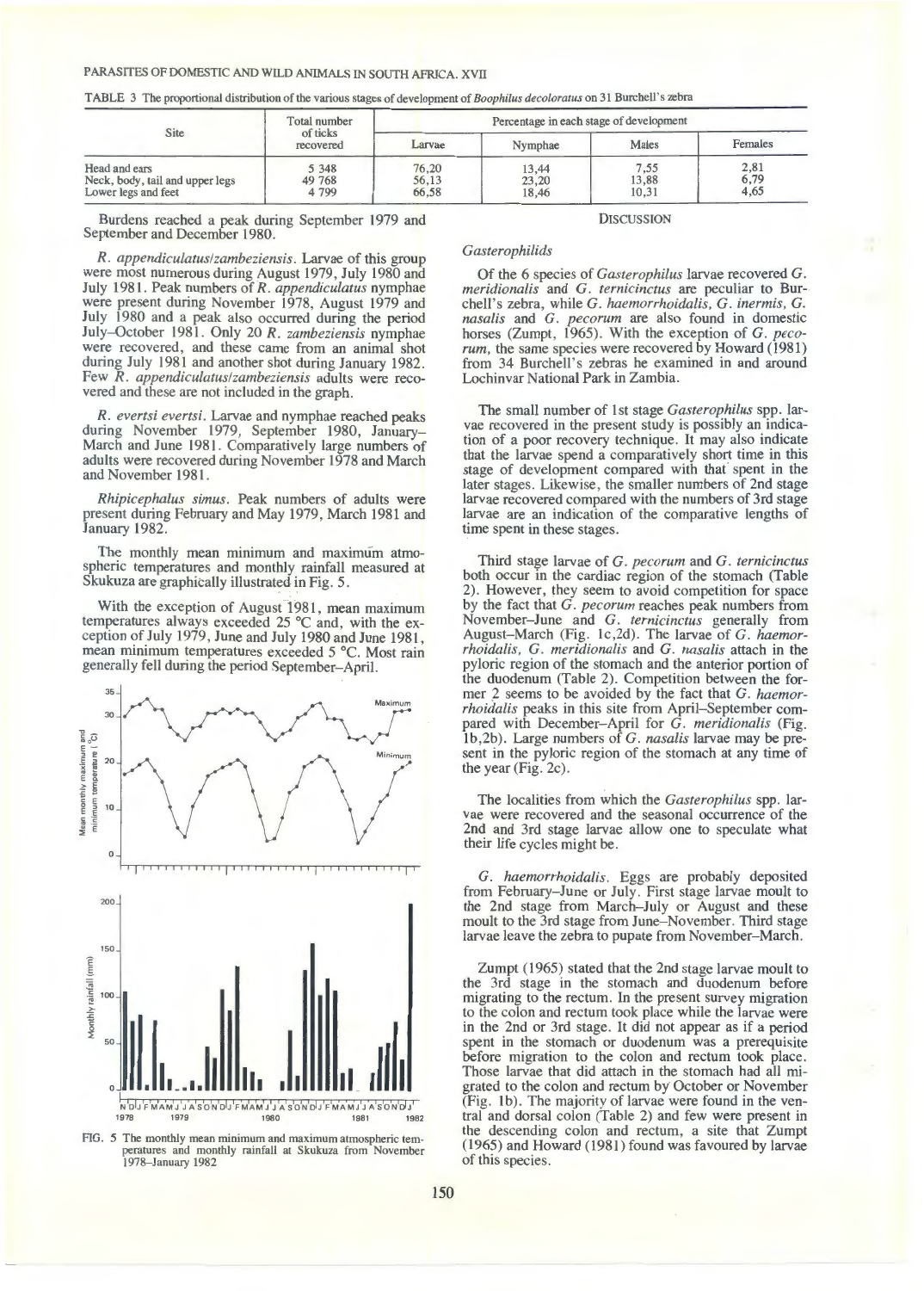TABLE 3 The proportional distribution of the various stages of development of *Boophilus decoloratus* on 31 Burchell's zebra

| Site | Total number of ticks recovered | Percentage in each stage of development | | | |
|---|---|---|---|---|---|
| | | Larvae | Nymphae | Males | Females |
| Head and ears | 5 348 | 76,20 | 13,44 | 7,55 | 2,81 |
| Neck, body, tail and upper legs | 49 768 | 56,13 | 23,20 | 13,88 | 6,79 |
| Lower legs and feet | 4 799 | 66,58 | 18,46 | 10,31 | 4,65 |

Burdens reached a peak during September 1979 and September and December 1980.

*R. appendiculatus/zambeziensis*. Larvae of this group were most numerous during August 1979, July 1980 and July 1981. Peak numbers of *R. appendiculatus* nymphae were present during November 1978, August 1979 and July 1980 and a peak also occurred during the period July–October 1981. Only 20 *R. zambeziensis* nymphae were recovered, and these came from an animal shot during July 1981 and another shot during January 1982. Few *R. appendiculatus/zambeziensis* adults were recovered and these are not included in the graph.

*R. evertsi evertsi*. Larvae and nymphae reached peaks during November 1979, September 1980, January–March and June 1981. Comparatively large numbers of adults were recovered during November 1978 and March and November 1981.

*Rhipicephalus simus*. Peak numbers of adults were present during February and May 1979, March 1981 and January 1982.

The monthly mean minimum and maximum atmospheric temperatures and monthly rainfall measured at Skukuza are graphically illustrated in Fig. 5.

With the exception of August 1981, mean maximum temperatures always exceeded 25 °C and, with the exception of July 1979, June and July 1980 and June 1981, mean minimum temperatures exceeded 5 °C. Most rain generally fell during the period September–April.

FIG. 5 The monthly mean minimum and maximum atmospheric temperatures and monthly rainfall at Skukuza from November 1978–January 1982

## DISCUSSION

### *Gasterophilids*

Of the 6 species of *Gasterophilus* larvae recovered *G. meridionalis* and *G. ternicinctus* are peculiar to Burchell's zebra, while *G. haemorrhoidalis*, *G. inermis*, *G. nasalis* and *G. pecorum* are also found in domestic horses (Zumpt, 1965). With the exception of *G. pecorum*, the same species were recovered by Howard (1981) from 34 Burchell's zebras he examined in and around Lochinvar National Park in Zambia.

The small number of 1st stage *Gasterophilus* spp. larvae recovered in the present study is possibly an indication of a poor recovery technique. It may also indicate that the larvae spend a comparatively short time in this stage of development compared with that spent in the later stages. Likewise, the smaller numbers of 2nd stage larvae recovered compared with the numbers of 3rd stage larvae are an indication of the comparative lengths of time spent in these stages.

Third stage larvae of *G. pecorum* and *G. ternicinctus* both occur in the cardiac region of the stomach (Table 2). However, they seem to avoid competition for space by the fact that *G. pecorum* reaches peak numbers from November–June and *G. ternicinctus* generally from August–March (Fig. 1c,2d). The larvae of *G. haemorrhoidalis*, *G. meridionalis* and *G. nasalis* attach in the pyloric region of the stomach and the anterior portion of the duodenum (Table 2). Competition between the former 2 seems to be avoided by the fact that *G. haemorrhoidalis* peaks in this site from April–September compared with December–April for *G. meridionalis* (Fig. 1b,2b). Large numbers of *G. nasalis* larvae may be present in the pyloric region of the stomach at any time of the year (Fig. 2c).

The localities from which the *Gasterophilus* spp. larvae were recovered and the seasonal occurrence of the 2nd and 3rd stage larvae allow one to speculate what their life cycles might be.

*G. haemorrhoidalis*. Eggs are probably deposited from February–June or July. First stage larvae moult to the 2nd stage from March–July or August and these moult to the 3rd stage from June–November. Third stage larvae leave the zebra to pupate from November–March.

Zumpt (1965) stated that the 2nd stage larvae moult to the 3rd stage in the stomach and duodenum before migrating to the rectum. In the present survey migration to the colon and rectum took place while the larvae were in the 2nd or 3rd stage. It did not appear as if a period spent in the stomach or duodenum was a prerequisite before migration to the colon and rectum took place. Those larvae that did attach in the stomach had all migrated to the colon and rectum by October or November (Fig. 1b). The majority of larvae were found in the ventral and dorsal colon (Table 2) and few were present in the descending colon and rectum, a site that Zumpt (1965) and Howard (1981) found was favoured by larvae of this species.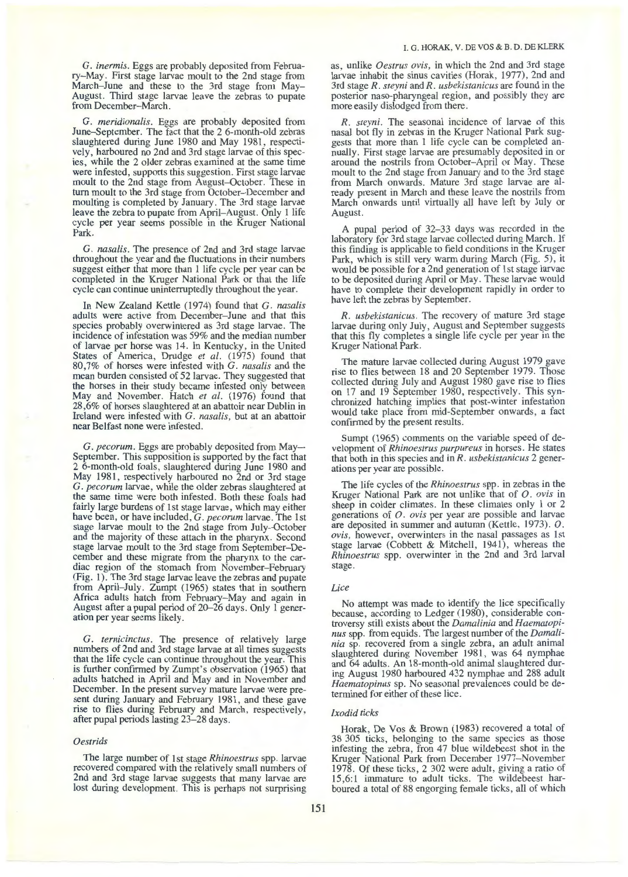*G. inermis*. Eggs are probably deposited from February–May. First stage larvae moult to the 2nd stage from March–June and these to the 3rd stage from May–August. Third stage larvae leave the zebras to pupate from December–March.

*G. meridionalis*. Eggs are probably deposited from June–September. The fact that the 2 6-month-old zebras slaughtered during June 1980 and May 1981, respectively, harboured no 2nd and 3rd stage larvae of this species, while the 2 older zebras examined at the same time were infested, supports this suggestion. First stage larvae moult to the 2nd stage from August–October. These in turn moult to the 3rd stage from October–December and moulting is completed by January. The 3rd stage larvae leave the zebra to pupate from April–August. Only 1 life cycle per year seems possible in the Kruger National Park.

*G. nasalis*. The presence of 2nd and 3rd stage larvae throughout the year and the fluctuations in their numbers suggest either that more than 1 life cycle per year can be completed in the Kruger National Park or that the life cycle can continue uninterruptedly throughout the year.

In New Zealand Kettle (1974) found that *G. nasalis* adults were active from December–June and that this species probably overwintered as 3rd stage larvae. The incidence of infestation was 59% and the median number of larvae per horse was 14. In Kentucky, in the United States of America, Drudge *et al.* (1975) found that 80,7% of horses were infested with *G. nasalis* and the mean burden consisted of 52 larvae. They suggested that the horses in their study became infested only between May and November. Hatch *et al.* (1976) found that 28,6% of horses slaughtered at an abattoir near Dublin in Ireland were infested with *G. nasalis*, but at an abattoir near Belfast none were infested.

*G. pecorum*. Eggs are probably deposited from May–September. This supposition is supported by the fact that 2 6-month-old foals, slaughtered during June 1980 and May 1981, respectively harboured no 2nd or 3rd stage *G. pecorum* larvae, while the older zebras slaughtered at the same time were both infested. Both these foals had fairly large burdens of 1st stage larvae, which may either have been, or have included, *G. pecorum* larvae. The 1st stage larvae moult to the 2nd stage from July–October and the majority of these attach in the pharynx. Second stage larvae moult to the 3rd stage from September–December and these migrate from the pharynx to the cardiac region of the stomach from November–February (Fig. 1). The 3rd stage larvae leave the zebras and pupate from April–July. Zumpt (1965) states that in southern Africa adults hatch from February–May and again in August after a pupal period of 20–26 days. Only 1 generation per year seems likely.

*G. ternicinctus*. The presence of relatively large numbers of 2nd and 3rd stage larvae at all times suggests that the life cycle can continue throughout the year. This is further confirmed by Zumpt's observation (1965) that adults hatched in April and May and in November and December. In the present survey mature larvae were present during January and February 1981, and these gave rise to flies during February and March, respectively, after pupal periods lasting 23–28 days.

### *Oestrids*

The large number of 1st stage *Rhinoestrus* spp. larvae recovered compared with the relatively small numbers of 2nd and 3rd stage larvae suggests that many larvae are lost during development. This is perhaps not surprising as, unlike *Oestrus ovis*, in which the 2nd and 3rd stage larvae inhabit the sinus cavities (Horak, 1977), 2nd and 3rd stage *R. steyni* and *R. usbekistanicus* are found in the posterior naso-pharyngeal region, and possibly they are more easily dislodged from there.

*R. steyni*. The seasonal incidence of larvae of this nasal bot fly in zebras in the Kruger National Park suggests that more than 1 life cycle can be completed annually. First stage larvae are presumably deposited in or around the nostrils from October–April or May. These moult to the 2nd stage from January and to the 3rd stage from March onwards. Mature 3rd stage larvae are already present in March and these leave the nostrils from March onwards until virtually all have left by July or August.

A pupal period of 32–33 days was recorded in the laboratory for 3rd stage larvae collected during March. If this finding is applicable to field conditions in the Kruger Park, which is still very warm during March (Fig. 5), it would be possible for a 2nd generation of 1st stage larvae to be deposited during April or May. These larvae would have to complete their development rapidly in order to have left the zebras by September.

*R. usbekistanicus*. The recovery of mature 3rd stage larvae during only July, August and September suggests that this fly completes a single life cycle per year in the Kruger National Park.

The mature larvae collected during August 1979 gave rise to flies between 18 and 20 September 1979. Those collected during July and August 1980 gave rise to flies on 17 and 19 September 1980, respectively. This synchronized hatching implies that post-winter infestation would take place from mid-September onwards, a fact confirmed by the present results.

Sumpt (1965) comments on the variable speed of development of *Rhinoestrus purpureus* in horses. He states that both in this species and in *R. usbekistanicus* 2 generations per year are possible.

The life cycles of the *Rhinoestrus* spp. in zebras in the Kruger National Park are not unlike that of *O. ovis* in sheep in colder climates. In these climates only 1 or 2 generations of *O. ovis* per year are possible and larvae are deposited in summer and autumn (Kettle, 1973). *O. ovis*, however, overwinters in the nasal passages as 1st stage larvae (Cobbett & Mitchell, 1941), whereas the *Rhinoestrus* spp. overwinter in the 2nd and 3rd larval stage.

### *Lice*

No attempt was made to identify the lice specifically because, according to Ledger (1980), considerable controversy still exists about the *Damalinia* and *Haematopinus* spp. from equids. The largest number of the *Damalinia* sp. recovered from a single zebra, an adult animal slaughtered during November 1981, was 64 nymphae and 64 adults. An 18-month-old animal slaughtered during August 1980 harboured 432 nymphae and 288 adult *Haematopinus* sp. No seasonal prevalences could be determined for either of these lice.

### *Ixodid ticks*

Horak, De Vos & Brown (1983) recovered a total of 38 305 ticks, belonging to the same species as those infesting the zebra, from 47 blue wildebeest shot in the Kruger National Park from December 1977–November 1978. Of these ticks, 2 302 were adult, giving a ratio of 15,6:1 immature to adult ticks. The wildebeest harboured a total of 88 engorging female ticks, all of which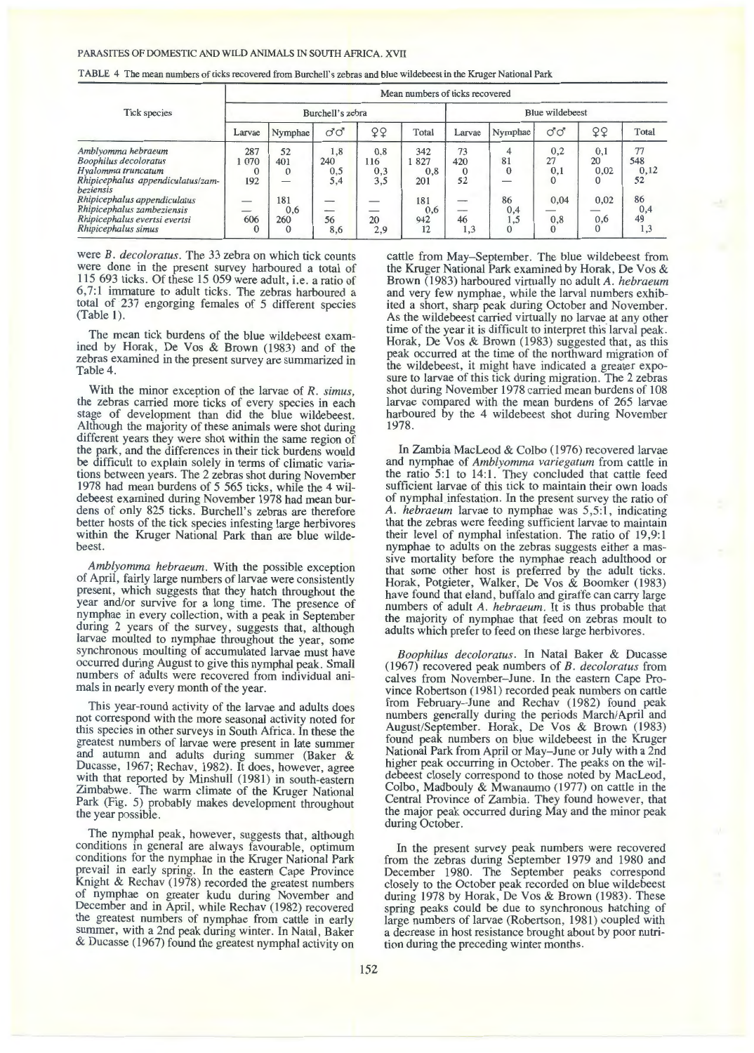TABLE 4 The mean numbers of ticks recovered from Burchell's zebras and blue wildebeest in the Kruger National Park

| Tick species | Mean numbers of ticks recovered | | | | | | | | | |
|---|---|---|---|---|---|---|---|---|---|---|
| | Burchell's zebra | | | | | Blue wildebeest | | | | |
| | Larvae | Nymphae | ♂♂ | ♀♀ | Total | Larvae | Nymphae | ♂♂ | ♀♀ | Total |
| *Amblyomma hebraeum* | 287 | 52 | 1,8 | 0,8 | 342 | 73 | 4 | 0,2 | 0,1 | 77 |
| *Boophilus decoloratus* | 1 070 | 401 | 240 | 116 | 1 827 | 420 | 81 | 27 | 20 | 548 |
| *Hyalomma truncatum* | 0 | 0 | 0,5 | 0,3 | 0,8 | 0 | 0 | 0,1 | 0,02 | 0,12 |
| *Rhipicephalus appendiculatus/zambeziensis* | 192 | — | 5,4 | 3,5 | 201 | 52 | — | 0 | 0 | 52 |
| *Rhipicephalus appendiculatus* | — | 181 | — | — | 181 | — | 86 | 0,04 | 0,02 | 86 |
| *Rhipicephalus zambeziensis* | — | 0,6 | — | — | 0,6 | — | 0,4 | — | — | 0,4 |
| *Rhipicephalus evertsi evertsi* | 606 | 260 | 56 | 20 | 942 | 46 | 1,5 | 0,8 | 0,6 | 49 |
| *Rhipicephalus simus* | 0 | 0 | 8,6 | 2,9 | 12 | 1,3 | 0 | 0 | 0 | 1,3 |

were *B. decoloratus*. The 33 zebra on which tick counts were done in the present survey harboured a total of 115 693 ticks. Of these 15 059 were adult, i.e. a ratio of 6,7:1 immature to adult ticks. The zebras harboured a total of 237 engorging females of 5 different species (Table 1).

The mean tick burdens of the blue wildebeest examined by Horak, De Vos & Brown (1983) and of the zebras examined in the present survey are summarized in Table 4.

With the minor exception of the larvae of *R. simus*, the zebras carried more ticks of every species in each stage of development than did the blue wildebeest. Although the majority of these animals were shot during different years they were shot within the same region of the park, and the differences in their tick burdens would be difficult to explain solely in terms of climatic variations between years. The 2 zebras shot during November 1978 had mean burdens of 5 565 ticks, while the 4 wildebeest examined during November 1978 had mean burdens of only 825 ticks. Burchell's zebras are therefore better hosts of the tick species infesting large herbivores within the Kruger National Park than are blue wildebeest.

*Amblyomma hebraeum*. With the possible exception of April, fairly large numbers of larvae were consistently present, which suggests that they hatch throughout the year and/or survive for a long time. The presence of nymphae in every collection, with a peak in September during 2 years of the survey, suggests that, although larvae moulted to nymphae throughout the year, some synchronous moulting of accumulated larvae must have occurred during August to give this nymphal peak. Small numbers of adults were recovered from individual animals in nearly every month of the year.

This year-round activity of the larvae and adults does not correspond with the more seasonal activity noted for this species in other surveys in South Africa. In these the greatest numbers of larvae were present in late summer and autumn and adults during summer (Baker & Ducasse, 1967; Rechav, 1982). It does, however, agree with that reported by Minshull (1981) in south-eastern Zimbabwe. The warm climate of the Kruger National Park (Fig. 5) probably makes development throughout the year possible.

The nymphal peak, however, suggests that, although conditions in general are always favourable, optimum conditions for the nymphae in the Kruger National Park prevail in early spring. In the eastern Cape Province Knight & Rechav (1978) recorded the greatest numbers of nymphae on greater kudu during November and December and in April, while Rechav (1982) recovered the greatest numbers of nymphae from cattle in early summer, with a 2nd peak during winter. In Natal, Baker & Ducasse (1967) found the greatest nymphal activity on cattle from May–September. The blue wildebeest from the Kruger National Park examined by Horak, De Vos & Brown (1983) harboured virtually no adult *A. hebraeum* and very few nymphae, while the larval numbers exhibited a short, sharp peak during October and November. As the wildebeest carried virtually no larvae at any other time of the year it is difficult to interpret this larval peak. Horak, De Vos & Brown (1983) suggested that, as this peak occurred at the time of the northward migration of the wildebeest, it might have indicated a greater exposure to larvae of this tick during migration. The 2 zebras shot during November 1978 carried mean burdens of 108 larvae compared with the mean burdens of 265 larvae harboured by the 4 wildebeest shot during November 1978.

In Zambia MacLeod & Colbo (1976) recovered larvae and nymphae of *Amblyomma variegatum* from cattle in the ratio 5:1 to 14:1. They concluded that cattle feed sufficient larvae of this tick to maintain their own loads of nymphal infestation. In the present survey the ratio of *A. hebraeum* larvae to nymphae was 5,5:1, indicating that the zebras were feeding sufficient larvae to maintain their level of nymphal infestation. The ratio of 19,9:1 nymphae to adults on the zebras suggests either a massive mortality before the nymphae reach adulthood or that some other host is preferred by the adult ticks. Horak, Potgieter, Walker, De Vos & Boomker (1983) have found that eland, buffalo and giraffe can carry large numbers of adult *A. hebraeum*. It is thus probable that the majority of nymphae that feed on zebras moult to adults which prefer to feed on these large herbivores.

*Boophilus decoloratus*. In Natal Baker & Ducasse (1967) recovered peak numbers of *B. decoloratus* from calves from November–June. In the eastern Cape Province Robertson (1981) recorded peak numbers on cattle from February–June and Rechav (1982) found peak numbers generally during the periods March/April and August/September. Horak, De Vos & Brown (1983) found peak numbers on blue wildebeest in the Kruger National Park from April or May–June or July with a 2nd higher peak occurring in October. The peaks on the wildebeest closely correspond to those noted by MacLeod, Colbo, Madbouly & Mwanaumo (1977) on cattle in the Central Province of Zambia. They found however, that the major peak occurred during May and the minor peak during October.

In the present survey peak numbers were recovered from the zebras during September 1979 and 1980 and December 1980. The September peaks correspond closely to the October peak recorded on blue wildebeest during 1978 by Horak, De Vos & Brown (1983). These spring peaks could be due to synchronous hatching of large numbers of larvae (Robertson, 1981) coupled with a decrease in host resistance brought about by poor nutrition during the preceding winter months.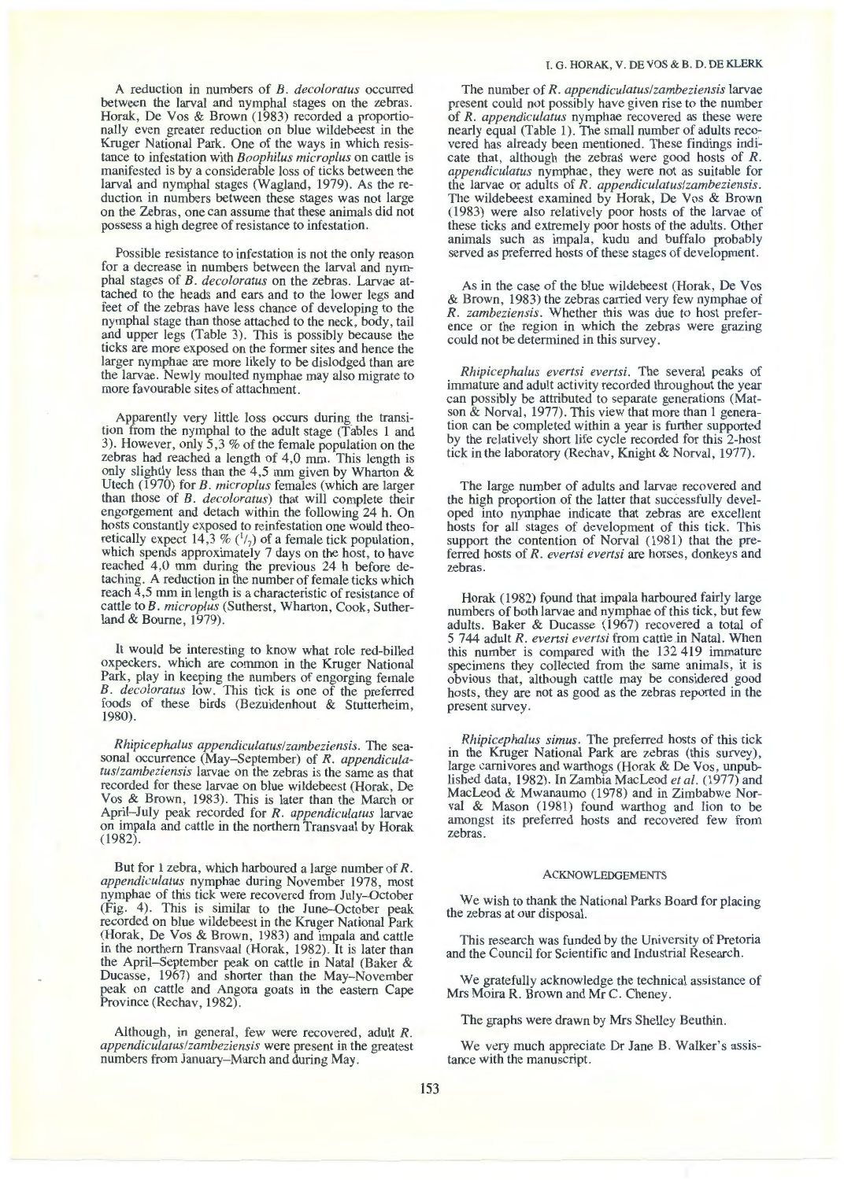A reduction in numbers of *B. decoloratus* occurred between the larval and nymphal stages on the zebras. Horak, De Vos & Brown (1983) recorded a proportionally even greater reduction on blue wildebeest in the Kruger National Park. One of the ways in which resistance to infestation with *Boophilus microplus* on cattle is manifested is by a considerable loss of ticks between the larval and nymphal stages (Wagland, 1979). As the reduction in numbers between these stages was not large on the Zebras, one can assume that these animals did not possess a high degree of resistance to infestation.

Possible resistance to infestation is not the only reason for a decrease in numbers between the larval and nymphal stages of *B. decoloratus* on the zebras. Larvae attached to the heads and ears and to the lower legs and feet of the zebras have less chance of developing to the nymphal stage than those attached to the neck, body, tail and upper legs (Table 3). This is possibly because the ticks are more exposed on the former sites and hence the larger nymphae are more likely to be dislodged than are the larvae. Newly moulted nymphae may also migrate to more favourable sites of attachment.

Apparently very little loss occurs during the transition from the nymphal to the adult stage (Tables 1 and 3). However, only 5,3 % of the female population on the zebras had reached a length of 4,0 mm. This length is only slightly less than the 4,5 mm given by Wharton & Utech (1970) for *B. microplus* females (which are larger than those of *B. decoloratus*) that will complete their engorgement and detach within the following 24 h. On hosts constantly exposed to reinfestation one would theoretically expect 14,3 % ($^{1}/_{7}$) of a female tick population, which spends approximately 7 days on the host, to have reached 4,0 mm during the previous 24 h before detaching. A reduction in the number of female ticks which reach 4,5 mm in length is a characteristic of resistance of cattle to *B. microplus* (Sutherst, Wharton, Cook, Sutherland & Bourne, 1979).

It would be interesting to know what role red-billed oxpeckers, which are common in the Kruger National Park, play in keeping the numbers of engorging female *B. decoloratus* low. This tick is one of the preferred foods of these birds (Bezuidenhout & Stutterheim, 1980).

*Rhipicephalus appendiculatus/zambeziensis*. The seasonal occurrence (May–September) of *R. appendiculatus/zambeziensis* larvae on the zebras is the same as that recorded for these larvae on blue wildebeest (Horak, De Vos & Brown, 1983). This is later than the March or April–July peak recorded for *R. appendiculatus* larvae on impala and cattle in the northern Transvaal by Horak (1982).

But for 1 zebra, which harboured a large number of *R. appendiculatus* nymphae during November 1978, most nymphae of this tick were recovered from July–October (Fig. 4). This is similar to the June–October peak recorded on blue wildebeest in the Kruger National Park (Horak, De Vos & Brown, 1983) and impala and cattle in the northern Transvaal (Horak, 1982). It is later than the April–September peak on cattle in Natal (Baker & Ducasse, 1967) and shorter than the May–November peak on cattle and Angora goats in the eastern Cape Province (Rechav, 1982).

Although, in general, few were recovered, adult *R. appendiculatus/zambeziensis* were present in the greatest numbers from January–March and during May.

The number of *R. appendiculatus/zambeziensis* larvae present could not possibly have given rise to the number of *R. appendiculatus* nymphae recovered as these were nearly equal (Table 1). The small number of adults recovered has already been mentioned. These findings indicate that, although the zebras were good hosts of *R. appendiculatus* nymphae, they were not as suitable for the larvae or adults of *R. appendiculatus/zambeziensis*. The wildebeest examined by Horak, De Vos & Brown (1983) were also relatively poor hosts of the larvae of these ticks and extremely poor hosts of the adults. Other animals such as impala, kudu and buffalo probably served as preferred hosts of these stages of development.

As in the case of the blue wildebeest (Horak, De Vos & Brown, 1983) the zebras carried very few nymphae of *R. zambeziensis*. Whether this was due to host preference or the region in which the zebras were grazing could not be determined in this survey.

*Rhipicephalus evertsi evertsi*. The several peaks of immature and adult activity recorded throughout the year can possibly be attributed to separate generations (Matson & Norval, 1977). This view that more than 1 generation can be completed within a year is further supported by the relatively short life cycle recorded for this 2-host tick in the laboratory (Rechav, Knight & Norval, 1977).

The large number of adults and larvae recovered and the high proportion of the latter that successfully developed into nymphae indicate that zebras are excellent hosts for all stages of development of this tick. This support the contention of Norval (1981) that the preferred hosts of *R. evertsi evertsi* are horses, donkeys and zebras.

Horak (1982) found that impala harboured fairly large numbers of both larvae and nymphae of this tick, but few adults. Baker & Ducasse (1967) recovered a total of 5 744 adult *R. evertsi evertsi* from cattle in Natal. When this number is compared with the 132 419 immature specimens they collected from the same animals, it is obvious that, although cattle may be considered good hosts, they are not as good as the zebras reported in the present survey.

*Rhipicephalus simus*. The preferred hosts of this tick in the Kruger National Park are zebras (this survey), large carnivores and warthogs (Horak & De Vos, unpublished data, 1982). In Zambia MacLeod *et al*. (1977) and MacLeod & Mwanaumo (1978) and in Zimbabwe Norval & Mason (1981) found warthog and lion to be amongst its preferred hosts and recovered few from zebras.

## ACKNOWLEDGEMENTS

We wish to thank the National Parks Board for placing the zebras at our disposal.

This research was funded by the University of Pretoria and the Council for Scientific and Industrial Research.

We gratefully acknowledge the technical assistance of Mrs Moira R. Brown and Mr C. Cheney.

The graphs were drawn by Mrs Shelley Beuthin.

We very much appreciate Dr Jane B. Walker's assistance with the manuscript.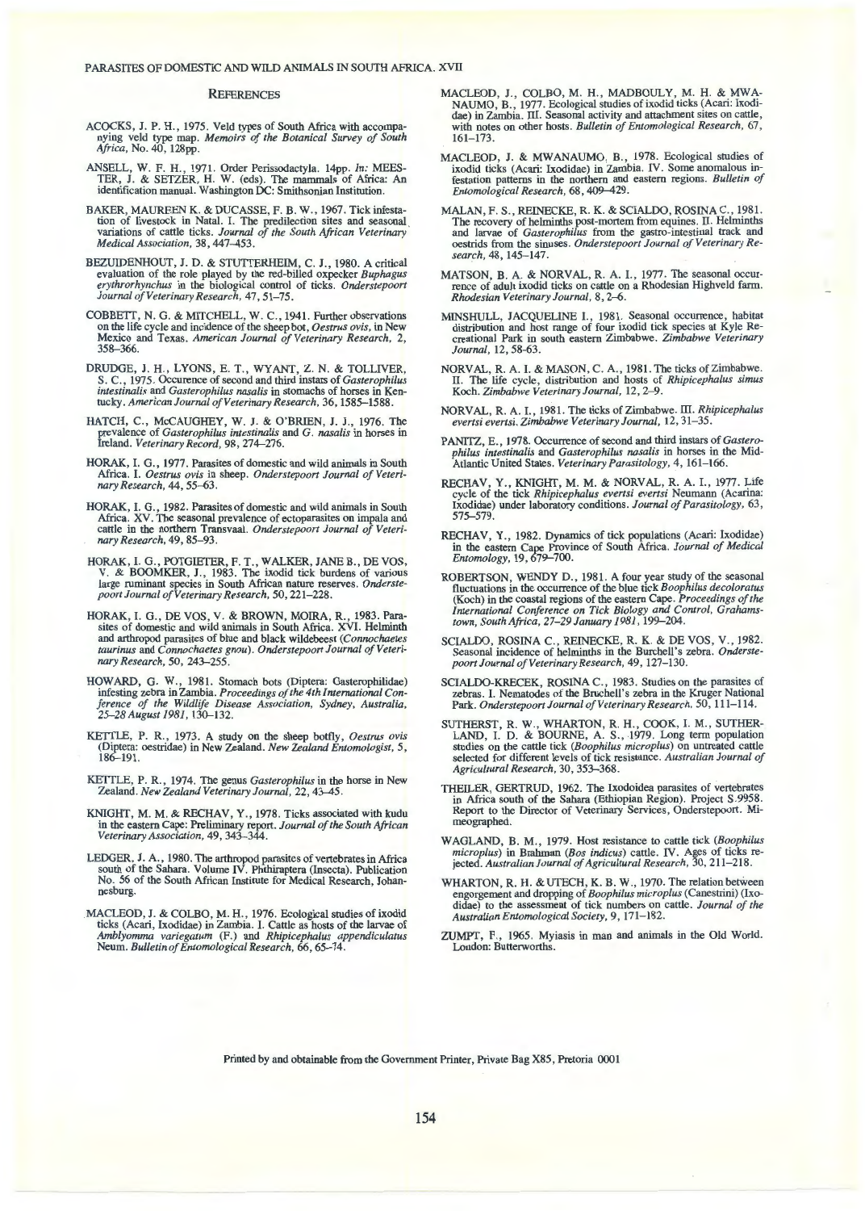## REFERENCES

ACOCKS, J. P. H., 1975. Veld types of South Africa with accompanying veld type map. *Memoirs of the Botanical Survey of South Africa*, No. 40, 128pp.

ANSELL, W. F. H., 1971. Order Perissodactyla. 14pp. *In:* MEESTER, J. & SETZER, H. W. (eds). The mammals of Africa: An identification manual. Washington DC: Smithsonian Institution.

BAKER, MAUREEN K. & DUCASSE, F. B. W., 1967. Tick infestation of livestock in Natal. I. The predilection sites and seasonal variations of cattle ticks. *Journal of the South African Veterinary Medical Association*, 38, 447–453.

BEZUIDENHOUT, J. D. & STUTTERHEIM, C. J., 1980. A critical evaluation of the role played by the red-billed oxpecker *Buphagus erythrorhynchus* in the biological control of ticks. *Onderstepoort Journal of Veterinary Research*, 47, 51–75.

COBBETT, N. G. & MITCHELL, W. C., 1941. Further observations on the life cycle and incidence of the sheep bot, *Oestrus ovis*, in New Mexico and Texas. *American Journal of Veterinary Research*, 2, 358–366.

DRUDGE, J. H., LYONS, E. T., WYANT, Z. N. & TOLLIVER, S. C., 1975. Occurence of second and third instars of *Gasterophilus intestinalis* and *Gasterophilus nasalis* in stomachs of horses in Kentucky. *American Journal of Veterinary Research*, 36, 1585–1588.

HATCH, C., McCAUGHEY, W. J. & O'BRIEN, J. J., 1976. The prevalence of *Gasterophilus intestinalis* and *G. nasalis* in horses in Ireland. *Veterinary Record*, 98, 274–276.

HORAK, I. G., 1977. Parasites of domestic and wild animals in South Africa. I. *Oestrus ovis* in sheep. *Onderstepoort Journal of Veterinary Research*, 44, 55–63.

HORAK, I. G., 1982. Parasites of domestic and wild animals in South Africa. XV. The seasonal prevalence of ectoparasites on impala and cattle in the northern Transvaal. *Onderstepoort Journal of Veterinary Research*, 49, 85–93.

HORAK, I. G., POTGIETER, F. T., WALKER, JANE B., DE VOS, V. & BOOMKER, J., 1983. The ixodid tick burdens of various large ruminant species in South African nature reserves. *Onderstepoort Journal of Veterinary Research*, 50, 221–228.

HORAK, I. G., DE VOS, V. & BROWN, MOIRA, R., 1983. Parasites of domestic and wild animals in South Africa. XVI. Helminth and arthropod parasites of blue and black wildebeest (*Connochaetes taurinus* and *Connochaetes gnou*). *Onderstepoort Journal of Veterinary Research*, 50, 243–255.

HOWARD, G. W., 1981. Stomach bots (Diptera: Gasterophilidae) infesting zebra in Zambia. *Proceedings of the 4th International Conference of the Wildlife Disease Association, Sydney, Australia, 25–28 August 1981*, 130–132.

KETTLE, P. R., 1973. A study on the sheep botfly, *Oestrus ovis* (Diptera: oestridae) in New Zealand. *New Zealand Entomologist*, 5, 186–191.

KETTLE, P. R., 1974. The genus *Gasterophilus* in the horse in New Zealand. *New Zealand Veterinary Journal*, 22, 43–45.

KNIGHT, M. M. & RECHAV, Y., 1978. Ticks associated with kudu in the eastern Cape: Preliminary report. *Journal of the South African Veterinary Association*, 49, 343–344.

LEDGER, J. A., 1980. The arthropod parasites of vertebrates in Africa south of the Sahara. Volume IV. Phthiraptera (Insecta). Publication No. 56 of the South African Institute for Medical Research, Johannesburg.

MACLEOD, J. & COLBO, M. H., 1976. Ecological studies of ixodid ticks (Acari, Ixodidae) in Zambia. I. Cattle as hosts of the larvae of *Amblyomma variegatum* (F.) and *Rhipicephalus appendiculatus* Neum. *Bulletin of Entomological Research*, 66, 65–74.

MACLEOD, J., COLBO, M. H., MADBOULY, M. H. & MWANAUMO, B., 1977. Ecological studies of ixodid ticks (Acari: Ixodidae) in Zambia. III. Seasonal activity and attachment sites on cattle, with notes on other hosts. *Bulletin of Entomological Research*, 67, 161–173.

MACLEOD, J. & MWANAUMO, B., 1978. Ecological studies of ixodid ticks (Acari: Ixodidae) in Zambia. IV. Some anomalous infestation patterns in the northern and eastern regions. *Bulletin of Entomological Research*, 68, 409–429.

MALAN, F. S., REINECKE, R. K. & SCIALDO, ROSINA C., 1981. The recovery of helminths post-mortem from equines. II. Helminths and larvae of *Gasterophilus* from the gastro-intestinal track and oestrids from the sinuses. *Onderstepoort Journal of Veterinary Research*, 48, 145–147.

MATSON, B. A. & NORVAL, R. A. I., 1977. The seasonal occurrence of adult ixodid ticks on cattle on a Rhodesian Highveld farm. *Rhodesian Veterinary Journal*, 8, 2–6.

MINSHULL, JACQUELINE I., 1981. Seasonal occurrence, habitat distribution and host range of four ixodid tick species at Kyle Recreational Park in south eastern Zimbabwe. *Zimbabwe Veterinary Journal*, 12, 58–63.

NORVAL, R. A. I. & MASON, C. A., 1981. The ticks of Zimbabwe. II. The life cycle, distribution and hosts of *Rhipicephalus simus* Koch. *Zimbabwe Veterinary Journal*, 12, 2–9.

NORVAL, R. A. I., 1981. The ticks of Zimbabwe. III. *Rhipicephalus evertsi evertsi*. *Zimbabwe Veterinary Journal*, 12, 31–35.

PANITZ, E., 1978. Occurrence of second and third instars of *Gasterophilus intestinalis* and *Gasterophilus nasalis* in horses in the Mid-Atlantic United States. *Veterinary Parasitology*, 4, 161–166.

RECHAV, Y., KNIGHT, M. M. & NORVAL, R. A. I., 1977. Life cycle of the tick *Rhipicephalus evertsi evertsi* Neumann (Acarina: Ixodidae) under laboratory conditions. *Journal of Parasitology*, 63, 575–579.

RECHAV, Y., 1982. Dynamics of tick populations (Acari: Ixodidae) in the eastern Cape Province of South Africa. *Journal of Medical Entomology*, 19, 679–700.

ROBERTSON, WENDY D., 1981. A four year study of the seasonal fluctuations in the occurrence of the blue tick *Boophilus decoloratus* (Koch) in the coastal regions of the eastern Cape. *Proceedings of the International Conference on Tick Biology and Control, Grahamstown, South Africa, 27–29 January 1981*, 199–204.

SCIALDO, ROSINA C., REINECKE, R. K. & DE VOS, V., 1982. Seasonal incidence of helminths in the Burchell's zebra. *Onderstepoort Journal of Veterinary Research*, 49, 127–130.

SCIALDO-KRECEK, ROSINA C., 1983. Studies on the parasites of zebras. I. Nematodes of the Burchell's zebra in the Kruger National Park. *Onderstepoort Journal of Veterinary Research*, 50, 111–114.

SUTHERST, R. W., WHARTON, R. H., COOK, I. M., SUTHERLAND, I. D. & BOURNE, A. S., 1979. Long term population studies on the cattle tick (*Boophilus microplus*) on untreated cattle selected for different levels of tick resistance. *Australian Journal of Agricultural Research*, 30, 353–368.

THEILER, GERTRUD, 1962. The Ixodoidea parasites of vertebrates in Africa south of the Sahara (Ethiopian Region). Project S.9958. Report to the Director of Veterinary Services, Onderstepoort. Mimeographed.

WAGLAND, B. M., 1979. Host resistance to cattle tick (*Boophilus microplus*) in Brahman (*Bos indicus*) cattle. IV. Ages of ticks rejected. *Australian Journal of Agricultural Research*, 30, 211–218.

WHARTON, R. H. & UTECH, K. B. W., 1970. The relation between engorgement and dropping of *Boophilus microplus* (Canestrini) (Ixodidae) to the assessment of tick numbers on cattle. *Journal of the Australian Entomological Society*, 9, 171–182.

ZUMPT, F., 1965. Myiasis in man and animals in the Old World. London: Butterworths.

Printed by and obtainable from the Government Printer, Private Bag X85, Pretoria 0001